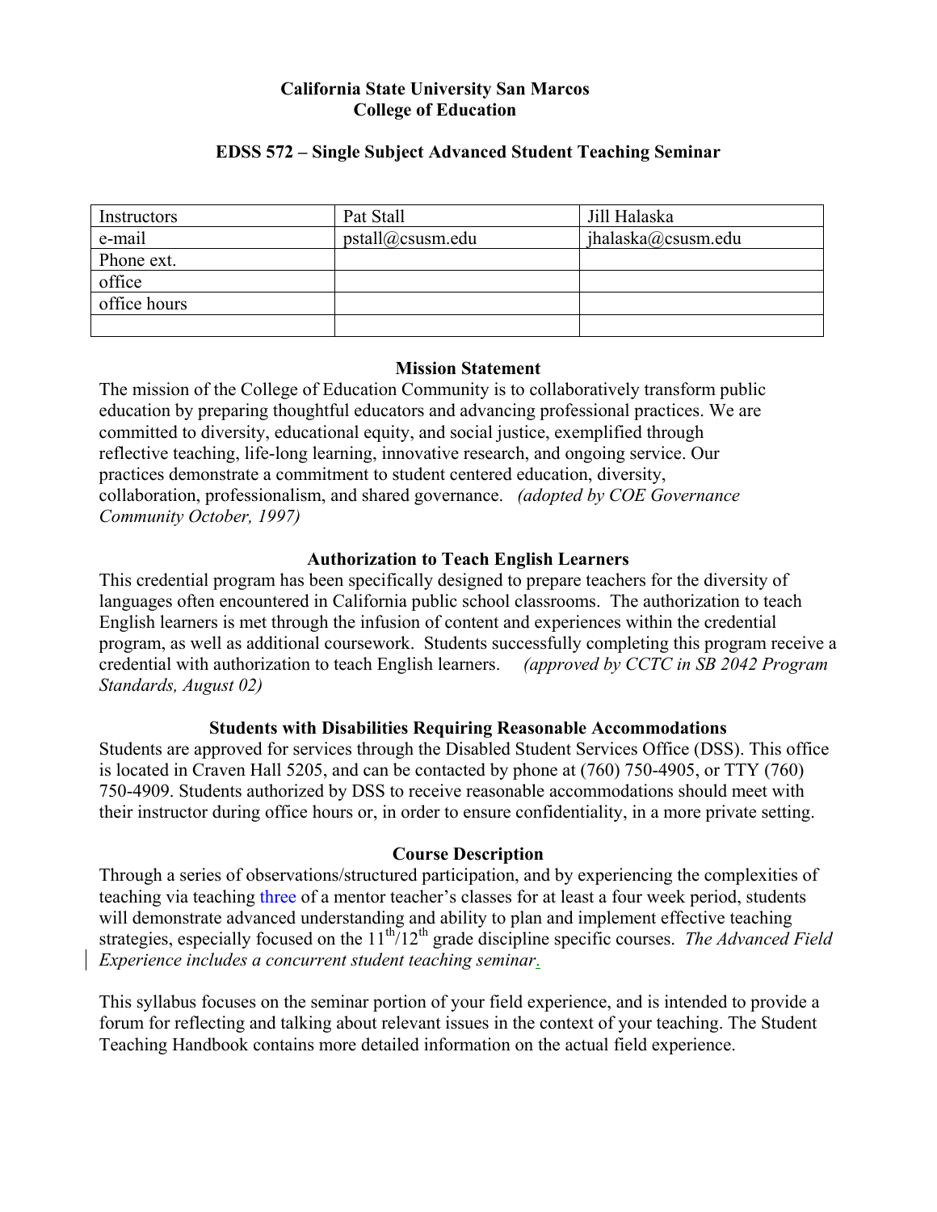**California State University San Marcos**
**College of Education**

**EDSS 572 – Single Subject Advanced Student Teaching Seminar**

| Instructors | Pat Stall | Jill Halaska |
|---|---|---|
| e-mail | pstall@csusm.edu | jhalaska@csusm.edu |
| Phone ext. | | |
| office | | |
| office hours | | |
| | | |

## Mission Statement

The mission of the College of Education Community is to collaboratively transform public education by preparing thoughtful educators and advancing professional practices. We are committed to diversity, educational equity, and social justice, exemplified through reflective teaching, life-long learning, innovative research, and ongoing service. Our practices demonstrate a commitment to student centered education, diversity, collaboration, professionalism, and shared governance. *(adopted by COE Governance Community October, 1997)*

## Authorization to Teach English Learners

This credential program has been specifically designed to prepare teachers for the diversity of languages often encountered in California public school classrooms. The authorization to teach English learners is met through the infusion of content and experiences within the credential program, as well as additional coursework. Students successfully completing this program receive a credential with authorization to teach English learners. *(approved by CCTC in SB 2042 Program Standards, August 02)*

## Students with Disabilities Requiring Reasonable Accommodations

Students are approved for services through the Disabled Student Services Office (DSS). This office is located in Craven Hall 5205, and can be contacted by phone at (760) 750-4905, or TTY (760) 750-4909. Students authorized by DSS to receive reasonable accommodations should meet with their instructor during office hours or, in order to ensure confidentiality, in a more private setting.

## Course Description

Through a series of observations/structured participation, and by experiencing the complexities of teaching via teaching three of a mentor teacher's classes for at least a four week period, students will demonstrate advanced understanding and ability to plan and implement effective teaching strategies, especially focused on the 11th/12th grade discipline specific courses. *The Advanced Field Experience includes a concurrent student teaching seminar*.

This syllabus focuses on the seminar portion of your field experience, and is intended to provide a forum for reflecting and talking about relevant issues in the context of your teaching. The Student Teaching Handbook contains more detailed information on the actual field experience.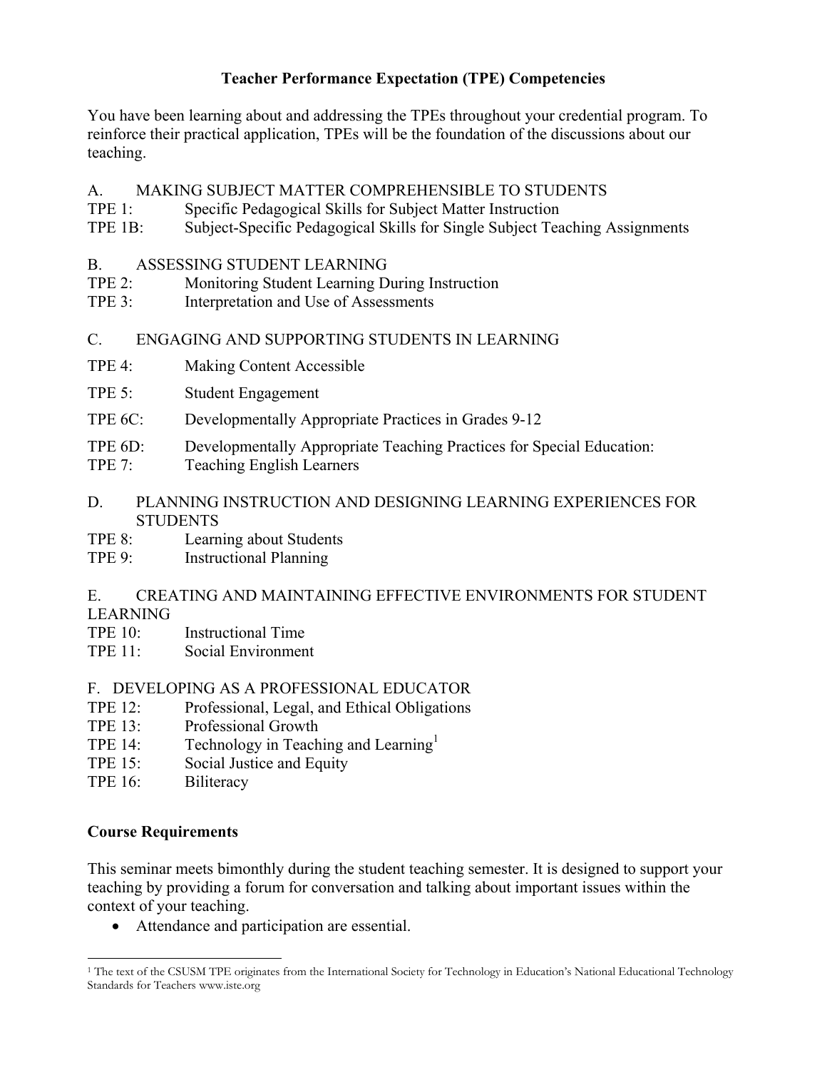## Teacher Performance Expectation (TPE) Competencies

You have been learning about and addressing the TPEs throughout your credential program. To reinforce their practical application, TPEs will be the foundation of the discussions about our teaching.

A. MAKING SUBJECT MATTER COMPREHENSIBLE TO STUDENTS
TPE 1: Specific Pedagogical Skills for Subject Matter Instruction
TPE 1B: Subject-Specific Pedagogical Skills for Single Subject Teaching Assignments

B. ASSESSING STUDENT LEARNING
TPE 2: Monitoring Student Learning During Instruction
TPE 3: Interpretation and Use of Assessments

C. ENGAGING AND SUPPORTING STUDENTS IN LEARNING
TPE 4: Making Content Accessible
TPE 5: Student Engagement
TPE 6C: Developmentally Appropriate Practices in Grades 9-12
TPE 6D: Developmentally Appropriate Teaching Practices for Special Education:
TPE 7: Teaching English Learners

D. PLANNING INSTRUCTION AND DESIGNING LEARNING EXPERIENCES FOR STUDENTS
TPE 8: Learning about Students
TPE 9: Instructional Planning

E. CREATING AND MAINTAINING EFFECTIVE ENVIRONMENTS FOR STUDENT LEARNING
TPE 10: Instructional Time
TPE 11: Social Environment

F. DEVELOPING AS A PROFESSIONAL EDUCATOR
TPE 12: Professional, Legal, and Ethical Obligations
TPE 13: Professional Growth
TPE 14: Technology in Teaching and Learning[1]
TPE 15: Social Justice and Equity
TPE 16: Biliteracy

### Course Requirements

This seminar meets bimonthly during the student teaching semester. It is designed to support your teaching by providing a forum for conversation and talking about important issues within the context of your teaching.

- Attendance and participation are essential.

---

[1] The text of the CSUSM TPE originates from the International Society for Technology in Education's National Educational Technology Standards for Teachers www.iste.org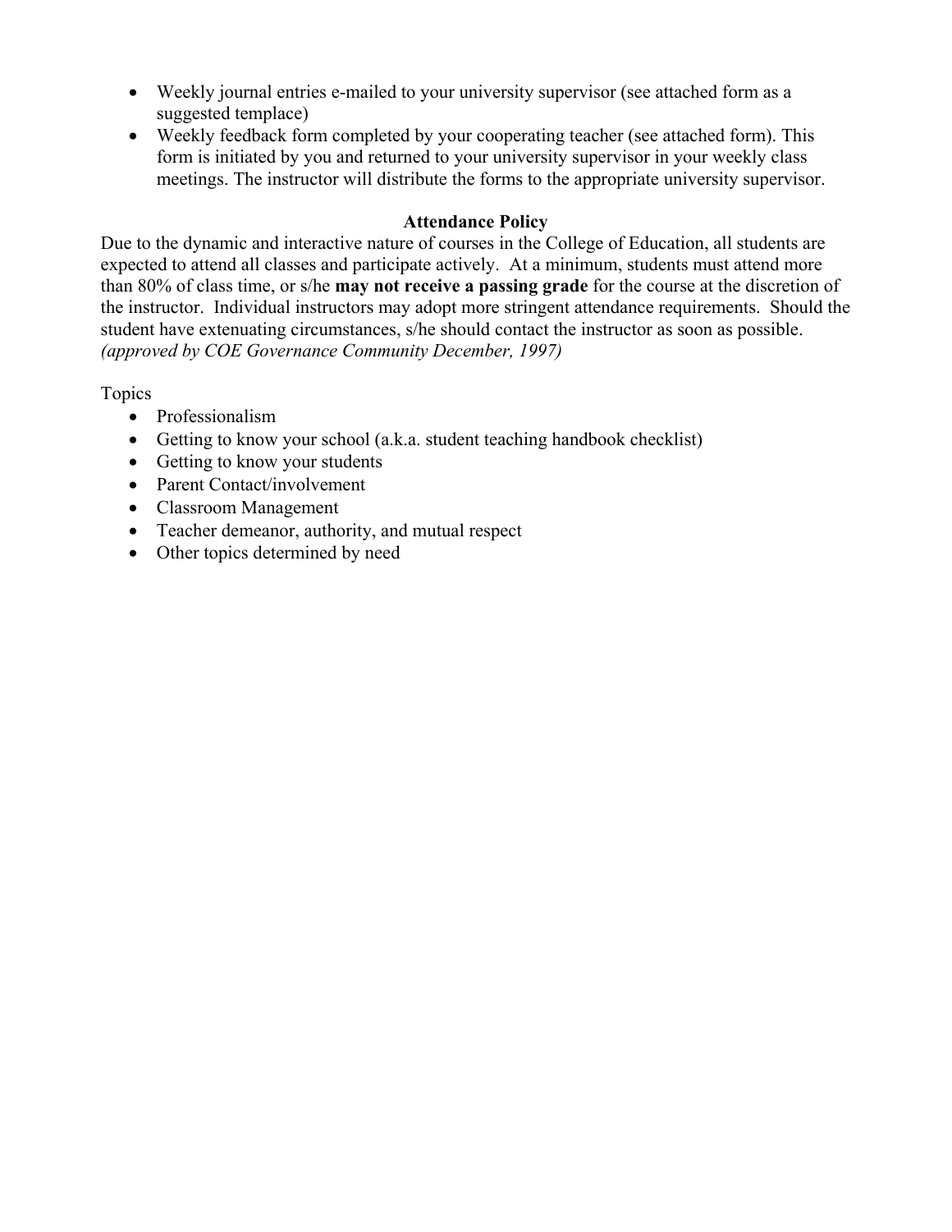- Weekly journal entries e-mailed to your university supervisor (see attached form as a suggested templace)
- Weekly feedback form completed by your cooperating teacher (see attached form). This form is initiated by you and returned to your university supervisor in your weekly class meetings. The instructor will distribute the forms to the appropriate university supervisor.

**Attendance Policy**

Due to the dynamic and interactive nature of courses in the College of Education, all students are expected to attend all classes and participate actively. At a minimum, students must attend more than 80% of class time, or s/he **may not receive a passing grade** for the course at the discretion of the instructor. Individual instructors may adopt more stringent attendance requirements. Should the student have extenuating circumstances, s/he should contact the instructor as soon as possible. *(approved by COE Governance Community December, 1997)*

Topics

- Professionalism
- Getting to know your school (a.k.a. student teaching handbook checklist)
- Getting to know your students
- Parent Contact/involvement
- Classroom Management
- Teacher demeanor, authority, and mutual respect
- Other topics determined by need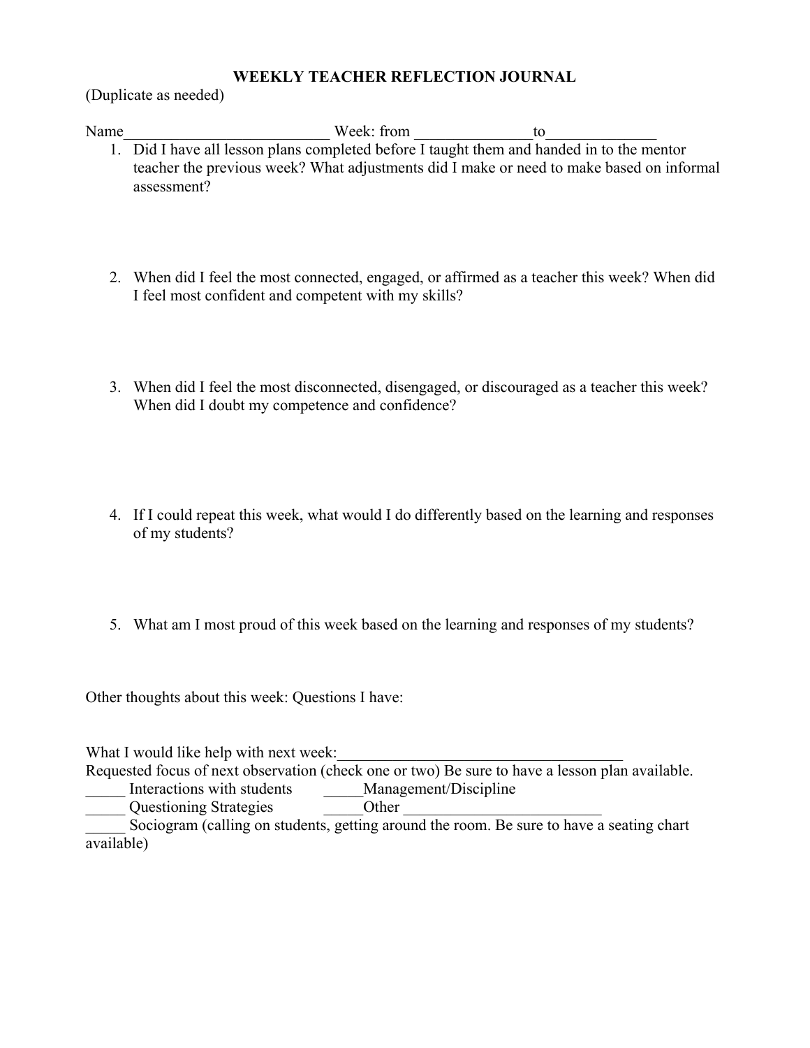# WEEKLY TEACHER REFLECTION JOURNAL

(Duplicate as needed)

Name__________________________ Week: from _______________to______________

1. Did I have all lesson plans completed before I taught them and handed in to the mentor teacher the previous week? What adjustments did I make or need to make based on informal assessment?

2. When did I feel the most connected, engaged, or affirmed as a teacher this week? When did I feel most confident and competent with my skills?

3. When did I feel the most disconnected, disengaged, or discouraged as a teacher this week? When did I doubt my competence and confidence?

4. If I could repeat this week, what would I do differently based on the learning and responses of my students?

5. What am I most proud of this week based on the learning and responses of my students?

Other thoughts about this week: Questions I have:

What I would like help with next week:_____________________________________

Requested focus of next observation (check one or two) Be sure to have a lesson plan available.

_____ Interactions with students _____Management/Discipline

_____ Questioning Strategies _____Other _________________________

_____ Sociogram (calling on students, getting around the room. Be sure to have a seating chart available)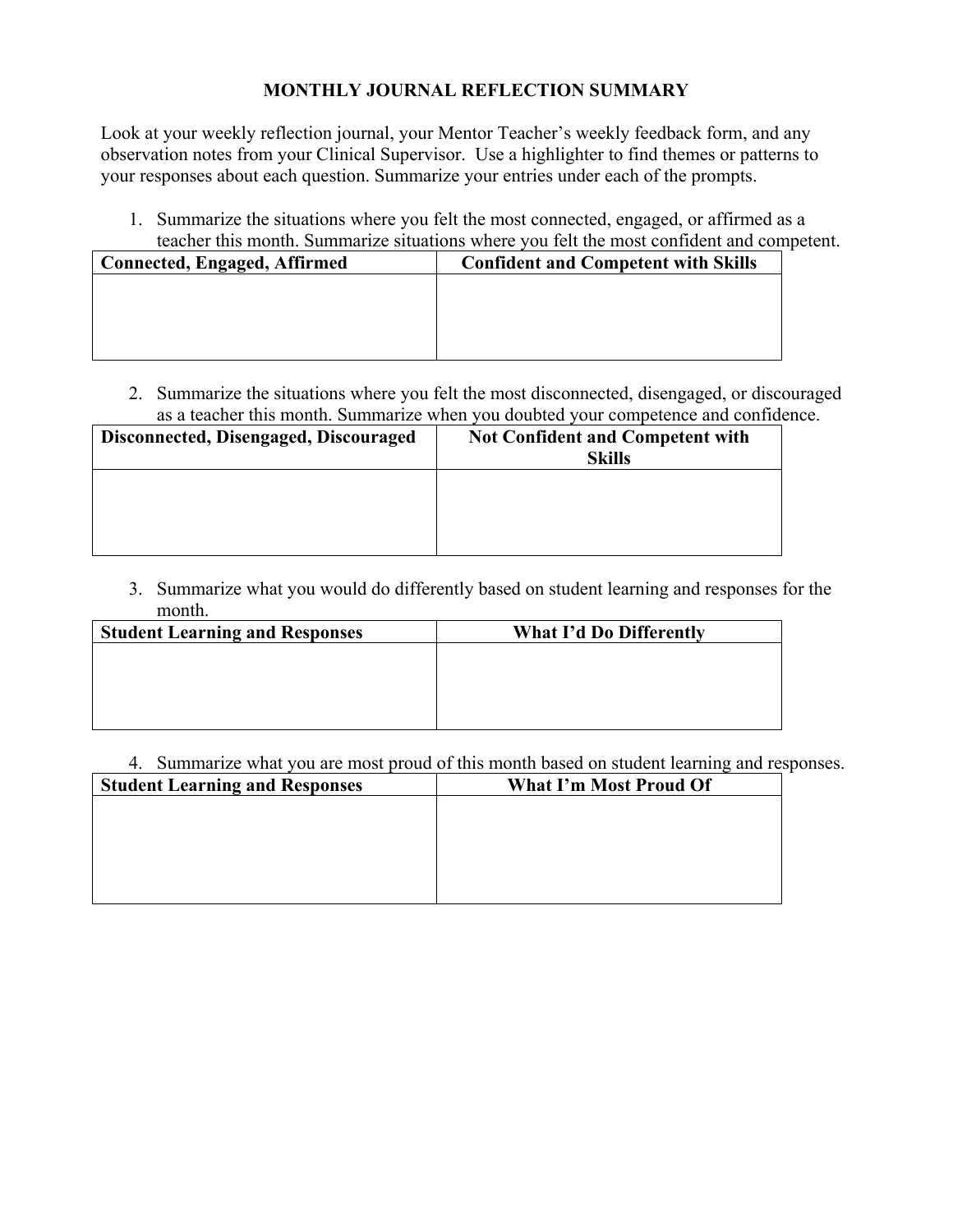# MONTHLY JOURNAL REFLECTION SUMMARY

Look at your weekly reflection journal, your Mentor Teacher's weekly feedback form, and any observation notes from your Clinical Supervisor. Use a highlighter to find themes or patterns to your responses about each question. Summarize your entries under each of the prompts.

1. Summarize the situations where you felt the most connected, engaged, or affirmed as a teacher this month. Summarize situations where you felt the most confident and competent.

| Connected, Engaged, Affirmed | Confident and Competent with Skills |
|---|---|
| | |

2. Summarize the situations where you felt the most disconnected, disengaged, or discouraged as a teacher this month. Summarize when you doubted your competence and confidence.

| Disconnected, Disengaged, Discouraged | Not Confident and Competent with Skills |
|---|---|
| | |

3. Summarize what you would do differently based on student learning and responses for the month.

| Student Learning and Responses | What I'd Do Differently |
|---|---|
| | |

4. Summarize what you are most proud of this month based on student learning and responses.

| Student Learning and Responses | What I'm Most Proud Of |
|---|---|
| | |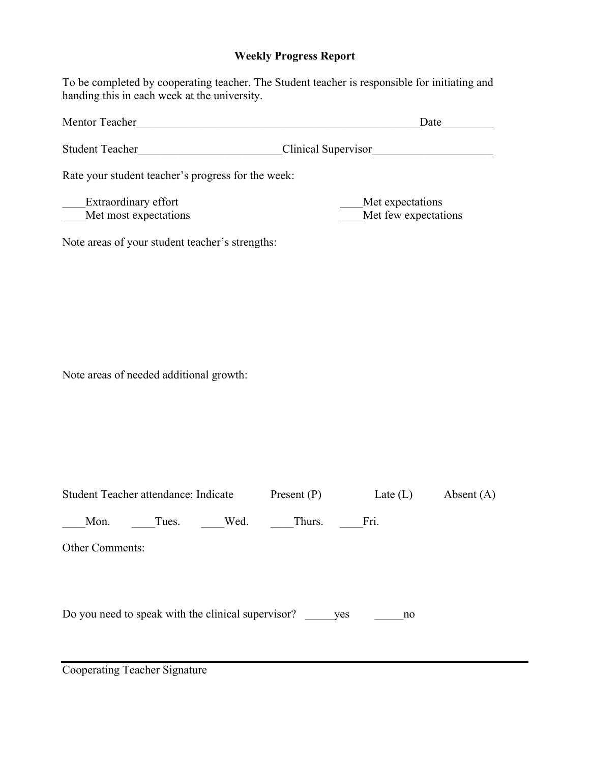# Weekly Progress Report

To be completed by cooperating teacher. The Student teacher is responsible for initiating and handing this in each week at the university.

Mentor Teacher___________________________________________________Date_________

Student Teacher_________________________Clinical Supervisor_____________________

Rate your student teacher's progress for the week:

____Extraordinary effort
____Met most expectations
____Met expectations
____Met few expectations

Note areas of your student teacher's strengths:

Note areas of needed additional growth:

Student Teacher attendance: Indicate Present (P) Late (L) Absent (A)

____Mon. ____Tues. ____Wed. ____Thurs. ____Fri.

Other Comments:

Do you need to speak with the clinical supervisor? _____yes _____no

___________________________________________________________________________

Cooperating Teacher Signature